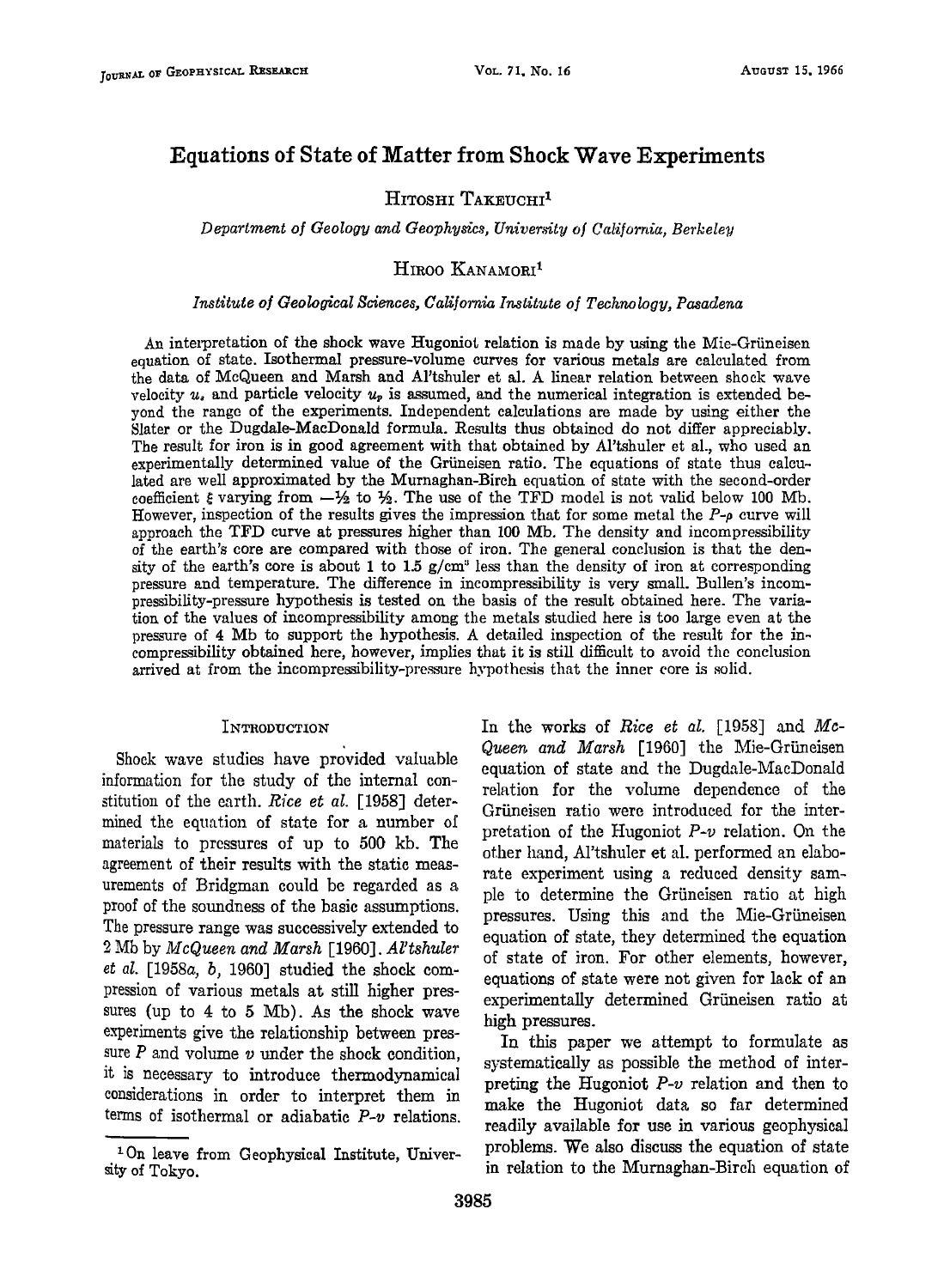# Equations of State of Matter from Shock Wave Experiments

Hitoshi Takeuchi[1]

*Department of Geology and Geophysics, University of California, Berkeley*

Hiroo Kanamori[1]

*Institute of Geological Sciences, California Institute of Technology, Pasadena*

An interpretation of the shock wave Hugoniot relation is made by using the Mie-Grüneisen equation of state. Isothermal pressure-volume curves for various metals are calculated from the data of McQueen and Marsh and Al'tshuler et al. A linear relation between shock wave velocity $u_s$ and particle velocity $u_p$ is assumed, and the numerical integration is extended beyond the range of the experiments. Independent calculations are made by using either the Slater or the Dugdale-MacDonald formula. Results thus obtained do not differ appreciably. The result for iron is in good agreement with that obtained by Al'tshuler et al., who used an experimentally determined value of the Grüneisen ratio. The equations of state thus calculated are well approximated by the Murnaghan-Birch equation of state with the second-order coefficient $\xi$ varying from $-\frac{1}{2}$ to $\frac{1}{2}$. The use of the TFD model is not valid below 100 Mb. However, inspection of the results gives the impression that for some metal the $P$-$\rho$ curve will approach the TFD curve at pressures higher than 100 Mb. The density and incompressibility of the earth's core are compared with those of iron. The general conclusion is that the density of the earth's core is about 1 to 1.5 g/cm³ less than the density of iron at corresponding pressure and temperature. The difference in incompressibility is very small. Bullen's incompressibility-pressure hypothesis is tested on the basis of the result obtained here. The variation of the values of incompressibility among the metals studied here is too large even at the pressure of 4 Mb to support the hypothesis. A detailed inspection of the result for the incompressibility obtained here, however, implies that it is still difficult to avoid the conclusion arrived at from the incompressibility-pressure hypothesis that the inner core is solid.

## Introduction

Shock wave studies have provided valuable information for the study of the internal constitution of the earth. *Rice et al.* [1958] determined the equation of state for a number of materials to pressures of up to 500 kb. The agreement of their results with the static measurements of Bridgman could be regarded as a proof of the soundness of the basic assumptions. The pressure range was successively extended to 2 Mb by *McQueen and Marsh* [1960]. *Al'tshuler et al.* [1958*a*, *b*, 1960] studied the shock compression of various metals at still higher pressures (up to 4 to 5 Mb). As the shock wave experiments give the relationship between pressure $P$ and volume $v$ under the shock condition, it is necessary to introduce thermodynamical considerations in order to interpret them in terms of isothermal or adiabatic $P$-$v$ relations.

In the works of *Rice et al.* [1958] and *McQueen and Marsh* [1960] the Mie-Grüneisen equation of state and the Dugdale-MacDonald relation for the volume dependence of the Grüneisen ratio were introduced for the interpretation of the Hugoniot $P$-$v$ relation. On the other hand, Al'tshuler et al. performed an elaborate experiment using a reduced density sample to determine the Grüneisen ratio at high pressures. Using this and the Mie-Grüneisen equation of state, they determined the equation of state of iron. For other elements, however, equations of state were not given for lack of an experimentally determined Grüneisen ratio at high pressures.

In this paper we attempt to formulate as systematically as possible the method of interpreting the Hugoniot $P$-$v$ relation and then to make the Hugoniot data so far determined readily available for use in various geophysical problems. We also discuss the equation of state in relation to the Murnaghan-Birch equation of

[1] On leave from Geophysical Institute, University of Tokyo.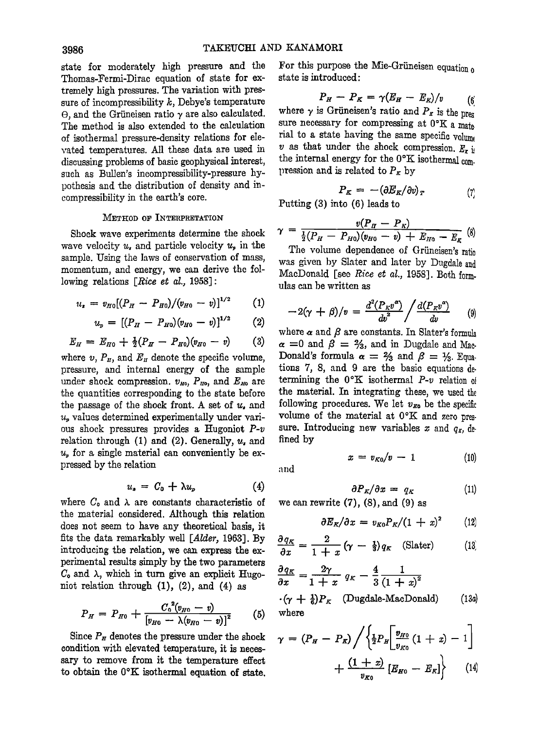state for moderately high pressure and the Thomas-Fermi-Dirac equation of state for extremely high pressures. The variation with pressure of incompressibility $k$, Debye's temperature $\Theta$, and the Grüneisen ratio $\gamma$ are also calculated. The method is also extended to the calculation of isothermal pressure-density relations for elevated temperatures. All these data are used in discussing problems of basic geophysical interest, such as Bullen's incompressibility-pressure hypothesis and the distribution of density and incompressibility in the earth's core.

## Method of Interpretation

Shock wave experiments determine the shock wave velocity $u_s$ and particle velocity $u_p$ in the sample. Using the laws of conservation of mass, momentum, and energy, we can derive the following relations [*Rice et al.*, 1958]:

$$u_s = v_{H0}[(P_H - P_{H0})/(v_{H0} - v)]^{1/2} \quad (1)$$

$$u_p = [(P_H - P_{H0})(v_{H0} - v)]^{1/2} \quad (2)$$

$$E_H = E_{H0} + \tfrac{1}{2}(P_H - P_{H0})(v_{H0} - v) \quad (3)$$

where $v$, $P_H$, and $E_H$ denote the specific volume, pressure, and internal energy of the sample under shock compression. $v_{H0}$, $P_{H0}$, and $E_{H0}$ are the quantities corresponding to the state before the passage of the shock front. A set of $u_s$ and $u_p$ values determined experimentally under various shock pressures provides a Hugoniot $P$-$v$ relation through (1) and (2). Generally, $u_s$ and $u_p$ for a single material can conveniently be expressed by the relation

$$u_s = C_0 + \lambda u_p \quad (4)$$

where $C_0$ and $\lambda$ are constants characteristic of the material considered. Although this relation does not seem to have any theoretical basis, it fits the data remarkably well [*Alder*, 1963]. By introducing the relation, we can express the experimental results simply by the two parameters $C_0$ and $\lambda$, which in turn give an explicit Hugoniot relation through (1), (2), and (4) as

$$P_H = P_{H0} + \frac{C_0^2(v_{H0} - v)}{[v_{H0} - \lambda(v_{H0} - v)]^2} \quad (5)$$

Since $P_H$ denotes the pressure under the shock condition with elevated temperature, it is necessary to remove from it the temperature effect to obtain the 0°K isothermal equation of state. For this purpose the Mie-Grüneisen equation of state is introduced:

$$P_H - P_K = \gamma(E_H - E_K)/v \quad (6)$$

where $\gamma$ is Grüneisen's ratio and $P_K$ is the pressure necessary for compressing at 0°K a material to a state having the same specific volume $v$ as that under the shock compression. $E_K$ is the internal energy for the 0°K isothermal compression and is related to $P_K$ by

$$P_K = -(\partial E_K/\partial v)_T \quad (7)$$

Putting (3) into (6) leads to

$$\gamma = \frac{v(P_H - P_K)}{\frac{1}{2}(P_H - P_{H0})(v_{H0} - v) + E_{H0} - E_K} \quad (8)$$

The volume dependence of Grüneisen's ratio was given by Slater and later by Dugdale and MacDonald [see *Rice et al.*, 1958]. Both formulas can be written as

$$-2(\gamma + \beta)/v = \frac{d^2(P_K v^\alpha)}{dv^2} \bigg/ \frac{d(P_K v^\alpha)}{dv} \quad (9)$$

where $\alpha$ and $\beta$ are constants. In Slater's formula $\alpha = 0$ and $\beta = 2/3$, and in Dugdale and MacDonald's formula $\alpha = 2/3$ and $\beta = 1/3$. Equations 7, 8, and 9 are the basic equations determining the 0°K isothermal $P$-$v$ relation of the material. In integrating these, we used the following procedures. We let $v_{K0}$ be the specific volume of the material at 0°K and zero pressure. Introducing new variables $x$ and $q_K$, defined by

$$x = v_{K0}/v - 1 \quad (10)$$

and

$$\partial P_K/\partial x = q_K \quad (11)$$

we can rewrite (7), (8), and (9) as

$$\partial E_K/\partial x = v_{K0}P_K/(1 + x)^2 \quad (12)$$

$$\frac{\partial q_K}{\partial x} = \frac{2}{1 + x}(\gamma - \tfrac{1}{3})q_K \quad \text{(Slater)} \quad (13)$$

$$\frac{\partial q_K}{\partial x} = \frac{2\gamma}{1 + x}q_K - \frac{4}{3}\frac{1}{(1 + x)^2} \cdot (\gamma + \tfrac{1}{6})P_K \quad \text{(Dugdale-MacDonald)} \quad (13a)$$

where

$$\gamma = (P_H - P_K) \bigg/ \left\{\tfrac{1}{2}P_H\left[\frac{v_{H0}}{v_{K0}}(1 + x) - 1\right] + \frac{(1 + x)}{v_{K0}}[E_{H0} - E_K]\right\} \quad (14)$$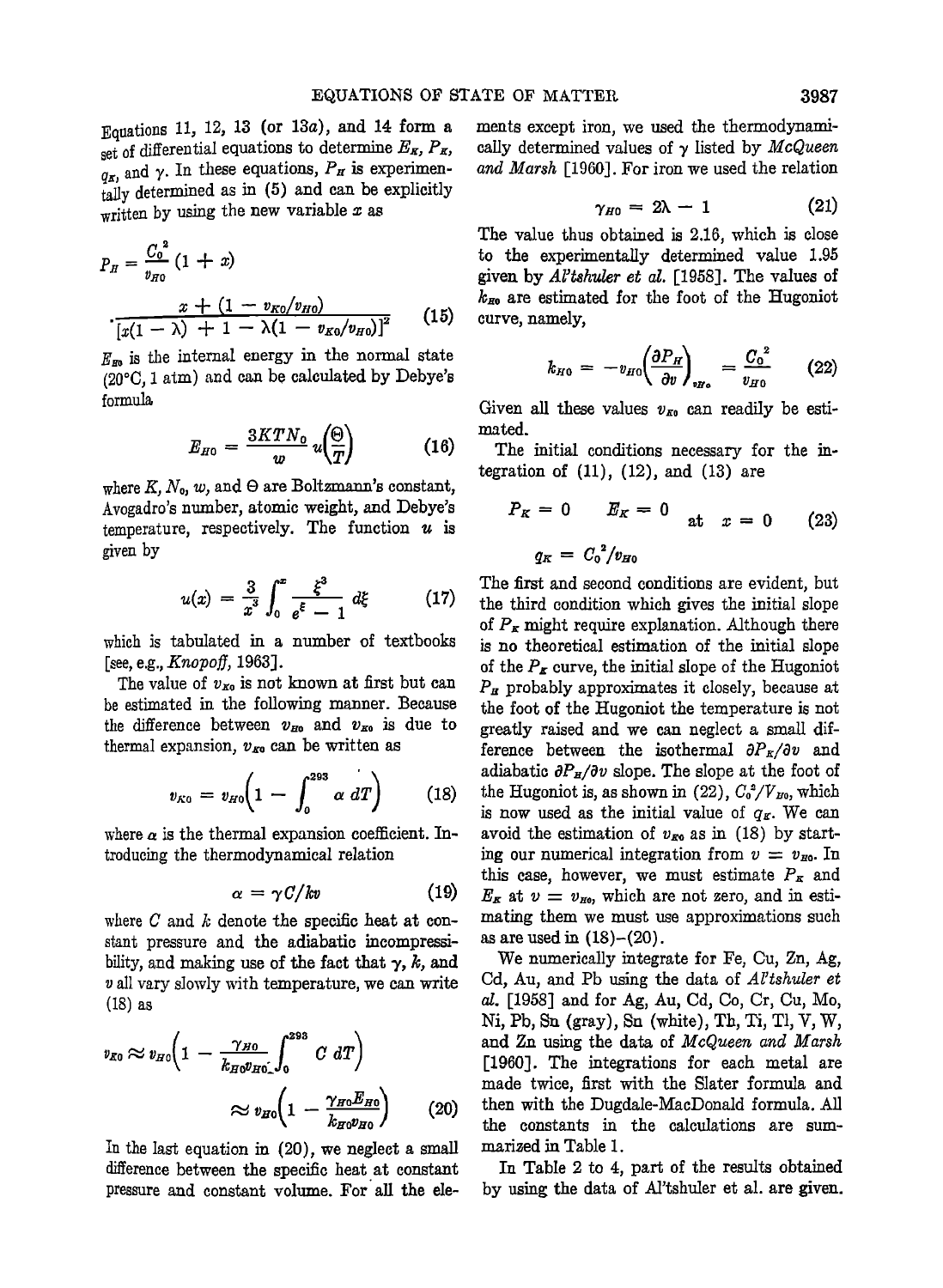Equations 11, 12, 13 (or 13*a*), and 14 form a set of differential equations to determine $E_K$, $P_K$, $q_K$, and $\gamma$. In these equations, $P_H$ is experimentally determined as in (5) and can be explicitly written by using the new variable $x$ as

$$P_H = \frac{C_0^2}{v_{H0}}(1 + x) \cdot \frac{x + (1 - v_{K0}/v_{H0})}{[x(1 - \lambda) + 1 - \lambda(1 - v_{K0}/v_{H0})]^2} \tag{15}$$

$E_{H0}$ is the internal energy in the normal state (20°C, 1 atm) and can be calculated by Debye's formula

$$E_{H0} = \frac{3KTN_0}{w} u\left(\frac{\Theta}{T}\right) \tag{16}$$

where $K$, $N_0$, $w$, and $\Theta$ are Boltzmann's constant, Avogadro's number, atomic weight, and Debye's temperature, respectively. The function $u$ is given by

$$u(x) = \frac{3}{x^3}\int_0^x \frac{\xi^3}{e^\xi - 1}\, d\xi \tag{17}$$

which is tabulated in a number of textbooks [see, e.g., *Knopoff*, 1963].

The value of $v_{K0}$ is not known at first but can be estimated in the following manner. Because the difference between $v_{H0}$ and $v_{K0}$ is due to thermal expansion, $v_{K0}$ can be written as

$$v_{K0} = v_{H0}\left(1 - \int_0^{293} \alpha\, dT\right) \tag{18}$$

where $\alpha$ is the thermal expansion coefficient. Introducing the thermodynamical relation

$$\alpha = \gamma C/kv \tag{19}$$

where $C$ and $k$ denote the specific heat at constant pressure and the adiabatic incompressibility, and making use of the fact that $\gamma$, $k$, and $v$ all vary slowly with temperature, we can write (18) as

$$v_{K0} \approx v_{H0}\left(1 - \frac{\gamma_{H0}}{k_{H0}v_{H0}}\int_0^{293} C\, dT\right) \approx v_{H0}\left(1 - \frac{\gamma_{H0}E_{H0}}{k_{H0}v_{H0}}\right) \tag{20}$$

In the last equation in (20), we neglect a small difference between the specific heat at constant pressure and constant volume. For all the elements except iron, we used the thermodynamically determined values of $\gamma$ listed by *McQueen and Marsh* [1960]. For iron we used the relation

$$\gamma_{H0} = 2\lambda - 1 \tag{21}$$

The value thus obtained is 2.16, which is close to the experimentally determined value 1.95 given by *Al'tshuler et al.* [1958]. The values of $k_{H0}$ are estimated for the foot of the Hugoniot curve, namely,

$$k_{H0} = -v_{H0}\left(\frac{\partial P_H}{\partial v}\right)_{v_{H0}} = \frac{C_0^2}{v_{H0}} \tag{22}$$

Given all these values $v_{K0}$ can readily be estimated.

The initial conditions necessary for the integration of (11), (12), and (13) are

$$P_K = 0 \qquad E_K = 0 \qquad q_K = C_0^2/v_{H0} \qquad \text{at} \quad x = 0 \tag{23}$$

The first and second conditions are evident, but the third condition which gives the initial slope of $P_K$ might require explanation. Although there is no theoretical estimation of the initial slope of the $P_K$ curve, the initial slope of the Hugoniot $P_H$ probably approximates it closely, because at the foot of the Hugoniot the temperature is not greatly raised and we can neglect a small difference between the isothermal $\partial P_K/\partial v$ and adiabatic $\partial P_H/\partial v$ slope. The slope at the foot of the Hugoniot is, as shown in (22), $C_0^2/V_{H0}$, which is now used as the initial value of $q_K$. We can avoid the estimation of $v_{K0}$ as in (18) by starting our numerical integration from $v = v_{H0}$. In this case, however, we must estimate $P_K$ and $E_K$ at $v = v_{H0}$, which are not zero, and in estimating them we must use approximations such as are used in (18)–(20).

We numerically integrate for Fe, Cu, Zn, Ag, Cd, Au, and Pb using the data of *Al'tshuler et al.* [1958] and for Ag, Au, Cd, Co, Cr, Cu, Mo, Ni, Pb, Sn (gray), Sn (white), Th, Ti, Tl, V, W, and Zn using the data of *McQueen and Marsh* [1960]. The integrations for each metal are made twice, first with the Slater formula and then with the Dugdale-MacDonald formula. All the constants in the calculations are summarized in Table 1.

In Table 2 to 4, part of the results obtained by using the data of Al'tshuler et al. are given.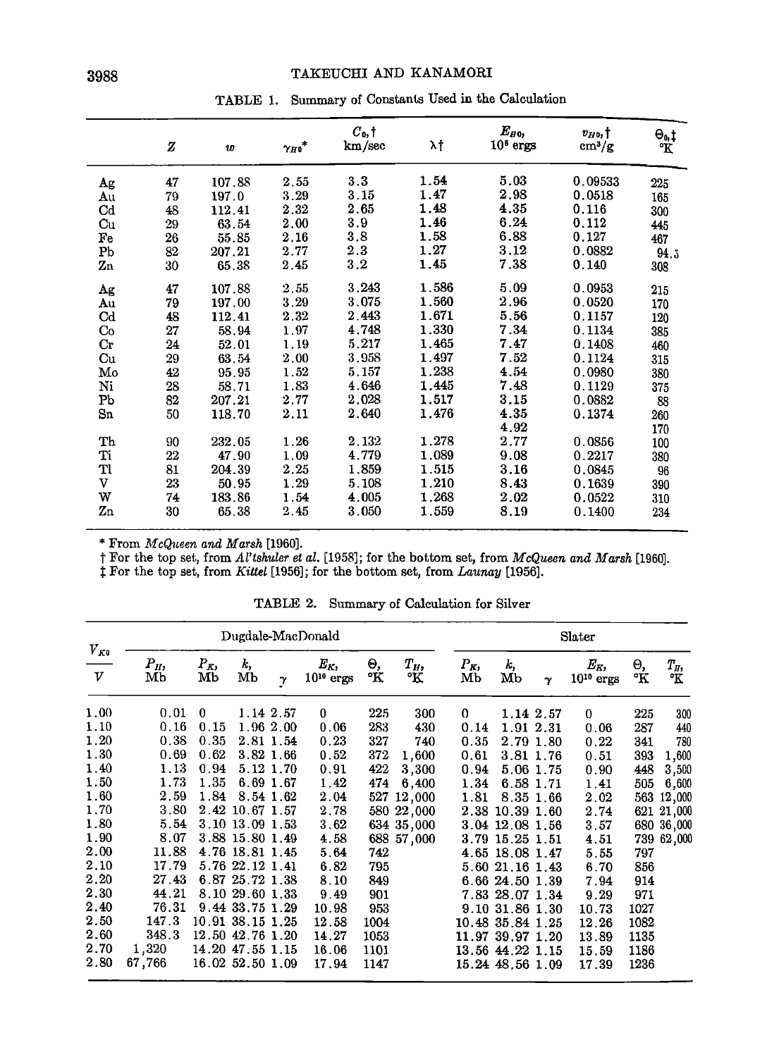TABLE 1. Summary of Constants Used in the Calculation

| | $Z$ | $w$ | $\gamma_{H0}$* | $C_0$,† km/sec | $\lambda$† | $E_{H0}$, $10^8$ ergs | $v_{H0}$,† cm³/g | $\Theta_0$,‡ °K |
|---|---|---|---|---|---|---|---|---|
| Ag | 47 | 107.88 | 2.55 | 3.3 | 1.54 | 5.03 | 0.09533 | 225 |
| Au | 79 | 197.0 | 3.29 | 3.15 | 1.47 | 2.98 | 0.0518 | 165 |
| Cd | 48 | 112.41 | 2.32 | 2.65 | 1.48 | 4.35 | 0.116 | 300 |
| Cu | 29 | 63.54 | 2.00 | 3.9 | 1.46 | 6.24 | 0.112 | 445 |
| Fe | 26 | 55.85 | 2.16 | 3.8 | 1.58 | 6.88 | 0.127 | 467 |
| Pb | 82 | 207.21 | 2.77 | 2.3 | 1.27 | 3.12 | 0.0882 | 94.5 |
| Zn | 30 | 65.38 | 2.45 | 3.2 | 1.45 | 7.38 | 0.140 | 308 |
| Ag | 47 | 107.88 | 2.55 | 3.243 | 1.586 | 5.09 | 0.0953 | 215 |
| Au | 79 | 197.00 | 3.29 | 3.075 | 1.560 | 2.96 | 0.0520 | 170 |
| Cd | 48 | 112.41 | 2.32 | 2.443 | 1.671 | 5.56 | 0.1157 | 120 |
| Co | 27 | 58.94 | 1.97 | 4.748 | 1.330 | 7.34 | 0.1134 | 385 |
| Cr | 24 | 52.01 | 1.19 | 5.217 | 1.465 | 7.47 | 0.1408 | 460 |
| Cu | 29 | 63.54 | 2.00 | 3.958 | 1.497 | 7.52 | 0.1124 | 315 |
| Mo | 42 | 95.95 | 1.52 | 5.157 | 1.238 | 4.54 | 0.0980 | 380 |
| Ni | 28 | 58.71 | 1.83 | 4.646 | 1.445 | 7.48 | 0.1129 | 375 |
| Pb | 82 | 207.21 | 2.77 | 2.028 | 1.517 | 3.15 | 0.0882 | 88 |
| Sn | 50 | 118.70 | 2.11 | 2.640 | 1.476 | 4.35 | 0.1374 | 260 |
| | | | | | | 4.92 | | 170 |
| Th | 90 | 232.05 | 1.26 | 2.132 | 1.278 | 2.77 | 0.0856 | 100 |
| Ti | 22 | 47.90 | 1.09 | 4.779 | 1.089 | 9.08 | 0.2217 | 380 |
| Tl | 81 | 204.39 | 2.25 | 1.859 | 1.515 | 3.16 | 0.0845 | 96 |
| V | 23 | 50.95 | 1.29 | 5.108 | 1.210 | 8.43 | 0.1639 | 390 |
| W | 74 | 183.86 | 1.54 | 4.005 | 1.268 | 2.02 | 0.0522 | 310 |
| Zn | 30 | 65.38 | 2.45 | 3.050 | 1.559 | 8.19 | 0.1400 | 234 |

\* From *McQueen and Marsh* [1960].

† For the top set, from *Al'tshuler et al.* [1958]; for the bottom set, from *McQueen and Marsh* [1960].

‡ For the top set, from *Kittel* [1956]; for the bottom set, from *Launay* [1956].

TABLE 2. Summary of Calculation for Silver

| $V_{K0}$ | Dugdale-MacDonald | | | | | | | Slater | | | | | |
|---|---|---|---|---|---|---|---|---|---|---|---|---|---|
| $V$ | $P_H$, Mb | $P_K$, Mb | $k$, Mb | $\gamma$ | $E_K$, $10^{10}$ ergs | $\Theta$, °K | $T_H$, °K | $P_K$, Mb | $k$, Mb | $\gamma$ | $E_K$, $10^{10}$ ergs | $\Theta$, °K | $T_H$, °K |
| 1.00 | 0.01 | 0 | 1.14 | 2.57 | 0 | 225 | 300 | 0 | 1.14 | 2.57 | 0 | 225 | 300 |
| 1.10 | 0.16 | 0.15 | 1.96 | 2.00 | 0.06 | 283 | 430 | 0.14 | 1.91 | 2.31 | 0.06 | 287 | 440 |
| 1.20 | 0.38 | 0.35 | 2.81 | 1.54 | 0.23 | 327 | 740 | 0.35 | 2.79 | 1.80 | 0.22 | 341 | 780 |
| 1.30 | 0.69 | 0.62 | 3.82 | 1.66 | 0.52 | 372 | 1,600 | 0.61 | 3.81 | 1.76 | 0.51 | 393 | 1,600 |
| 1.40 | 1.13 | 0.94 | 5.12 | 1.70 | 0.91 | 422 | 3,300 | 0.94 | 5.06 | 1.75 | 0.90 | 448 | 3,500 |
| 1.50 | 1.73 | 1.35 | 6.69 | 1.67 | 1.42 | 474 | 6,400 | 1.34 | 6.58 | 1.71 | 1.41 | 505 | 6,600 |
| 1.60 | 2.59 | 1.84 | 8.54 | 1.62 | 2.04 | 527 | 12,000 | 1.81 | 8.35 | 1.66 | 2.02 | 563 | 12,000 |
| 1.70 | 3.80 | 2.42 | 10.67 | 1.57 | 2.78 | 580 | 22,000 | 2.38 | 10.39 | 1.60 | 2.74 | 621 | 21,000 |
| 1.80 | 5.54 | 3.10 | 13.09 | 1.53 | 3.62 | 634 | 35,000 | 3.04 | 12.08 | 1.56 | 3.57 | 680 | 36,000 |
| 1.90 | 8.07 | 3.88 | 15.80 | 1.49 | 4.58 | 688 | 57,000 | 3.79 | 15.25 | 1.51 | 4.51 | 739 | 62,000 |
| 2.00 | 11.88 | 4.76 | 18.81 | 1.45 | 5.64 | 742 | | 4.65 | 18.08 | 1.47 | 5.55 | 797 | |
| 2.10 | 17.79 | 5.76 | 22.12 | 1.41 | 6.82 | 795 | | 5.60 | 21.16 | 1.43 | 6.70 | 856 | |
| 2.20 | 27.43 | 6.87 | 25.72 | 1.38 | 8.10 | 849 | | 6.66 | 24.50 | 1.39 | 7.94 | 914 | |
| 2.30 | 44.21 | 8.10 | 29.60 | 1.33 | 9.49 | 901 | | 7.83 | 28.07 | 1.34 | 9.29 | 971 | |
| 2.40 | 76.31 | 9.44 | 33.75 | 1.29 | 10.98 | 953 | | 9.10 | 31.86 | 1.30 | 10.73 | 1027 | |
| 2.50 | 147.3 | 10.91 | 38.15 | 1.25 | 12.58 | 1004 | | 10.48 | 35.84 | 1.25 | 12.26 | 1082 | |
| 2.60 | 348.3 | 12.50 | 42.76 | 1.20 | 14.27 | 1053 | | 11.97 | 39.97 | 1.20 | 13.89 | 1135 | |
| 2.70 | 1,320 | 14.20 | 47.55 | 1.15 | 16.06 | 1101 | | 13.56 | 44.22 | 1.15 | 15.59 | 1186 | |
| 2.80 | 67,766 | 16.02 | 52.50 | 1.09 | 17.94 | 1147 | | 15.24 | 48.56 | 1.09 | 17.39 | 1236 | |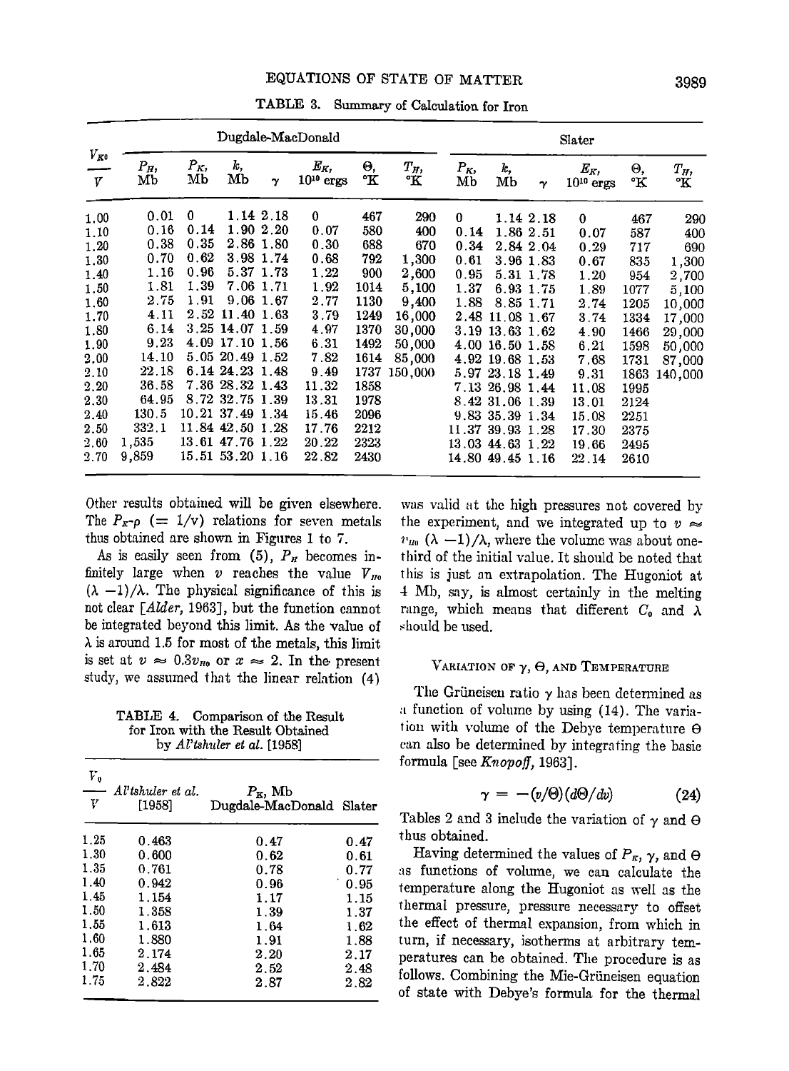TABLE 3. Summary of Calculation for Iron

| $V_{K0}/V$ | Dugdale-MacDonald | | | | | | | Slater | | | | | |
|---|---|---|---|---|---|---|---|---|---|---|---|---|---|
| | $P_H$, Mb | $P_K$, Mb | $k$, Mb | $\gamma$ | $E_K$, $10^{10}$ ergs | $\Theta$, °K | $T_H$, °K | $P_K$, Mb | $k$, Mb | $\gamma$ | $E_K$, $10^{10}$ ergs | $\Theta$, °K | $T_H$, °K |
| 1.00 | 0.01 | 0 | 1.14 | 2.18 | 0 | 467 | 290 | 0 | 1.14 | 2.18 | 0 | 467 | 290 |
| 1.10 | 0.16 | 0.14 | 1.90 | 2.20 | 0.07 | 580 | 400 | 0.14 | 1.86 | 2.51 | 0.07 | 587 | 400 |
| 1.20 | 0.38 | 0.35 | 2.86 | 1.80 | 0.30 | 688 | 670 | 0.34 | 2.84 | 2.04 | 0.29 | 717 | 690 |
| 1.30 | 0.70 | 0.62 | 3.98 | 1.74 | 0.68 | 792 | 1,300 | 0.61 | 3.96 | 1.83 | 0.67 | 835 | 1,300 |
| 1.40 | 1.16 | 0.96 | 5.37 | 1.73 | 1.22 | 900 | 2,600 | 0.95 | 5.31 | 1.78 | 1.20 | 954 | 2,700 |
| 1.50 | 1.81 | 1.39 | 7.06 | 1.71 | 1.92 | 1014 | 5,100 | 1.37 | 6.93 | 1.75 | 1.89 | 1077 | 5,100 |
| 1.60 | 2.75 | 1.91 | 9.06 | 1.67 | 2.77 | 1130 | 9,400 | 1.88 | 8.85 | 1.71 | 2.74 | 1205 | 10,000 |
| 1.70 | 4.11 | 2.52 | 11.40 | 1.63 | 3.79 | 1249 | 16,000 | 2.48 | 11.08 | 1.67 | 3.74 | 1334 | 17,000 |
| 1.80 | 6.14 | 3.25 | 14.07 | 1.59 | 4.97 | 1370 | 30,000 | 3.19 | 13.63 | 1.62 | 4.90 | 1466 | 29,000 |
| 1.90 | 9.23 | 4.09 | 17.10 | 1.56 | 6.31 | 1492 | 50,000 | 4.00 | 16.50 | 1.58 | 6.21 | 1598 | 50,000 |
| 2.00 | 14.10 | 5.05 | 20.49 | 1.52 | 7.82 | 1614 | 85,000 | 4.92 | 19.68 | 1.53 | 7.68 | 1731 | 87,000 |
| 2.10 | 22.18 | 6.14 | 24.23 | 1.48 | 9.49 | 1737 | 150,000 | 5.97 | 23.18 | 1.49 | 9.31 | 1863 | 140,000 |
| 2.20 | 36.58 | 7.36 | 28.32 | 1.43 | 11.32 | 1858 | | 7.13 | 26.98 | 1.44 | 11.08 | 1995 | |
| 2.30 | 64.95 | 8.72 | 32.75 | 1.39 | 13.31 | 1978 | | 8.42 | 31.06 | 1.39 | 13.01 | 2124 | |
| 2.40 | 130.5 | 10.21 | 37.49 | 1.34 | 15.46 | 2096 | | 9.83 | 35.39 | 1.34 | 15.08 | 2251 | |
| 2.50 | 332.1 | 11.84 | 42.50 | 1.28 | 17.76 | 2212 | | 11.37 | 39.93 | 1.28 | 17.30 | 2375 | |
| 2.60 | 1,535 | 13.61 | 47.76 | 1.22 | 20.22 | 2323 | | 13.03 | 44.63 | 1.22 | 19.66 | 2495 | |
| 2.70 | 9,859 | 15.51 | 53.20 | 1.16 | 22.82 | 2430 | | 14.80 | 49.45 | 1.16 | 22.14 | 2610 | |

Other results obtained will be given elsewhere. The $P_K$-$\rho$ $(= 1/v)$ relations for seven metals thus obtained are shown in Figures 1 to 7.

As is easily seen from (5), $P_H$ becomes infinitely large when $v$ reaches the value $V_{H0}$ $(\lambda - 1)/\lambda$. The physical significance of this is not clear [*Alder*, 1963], but the function cannot be integrated beyond this limit. As the value of $\lambda$ is around 1.5 for most of the metals, this limit is set at $v \approx 0.3 v_{H0}$ or $x \approx 2$. In the present study, we assumed that the linear relation (4) was valid at the high pressures not covered by the experiment, and we integrated up to $v \approx v_{H0}(\lambda - 1)/\lambda$, where the volume was about one-third of the initial value. It should be noted that this is just an extrapolation. The Hugoniot at 4 Mb, say, is almost certainly in the melting range, which means that different $C_0$ and $\lambda$ should be used.

TABLE 4. Comparison of the Result for Iron with the Result Obtained by *Al'tshuler et al.* [1958]

| $V_0/V$ | *Al'tshuler et al.* [1958] | $P_K$, Mb Dugdale-MacDonald | Slater |
|---|---|---|---|
| 1.25 | 0.463 | 0.47 | 0.47 |
| 1.30 | 0.600 | 0.62 | 0.61 |
| 1.35 | 0.761 | 0.78 | 0.77 |
| 1.40 | 0.942 | 0.96 | 0.95 |
| 1.45 | 1.154 | 1.17 | 1.15 |
| 1.50 | 1.358 | 1.39 | 1.37 |
| 1.55 | 1.613 | 1.64 | 1.62 |
| 1.60 | 1.880 | 1.91 | 1.88 |
| 1.65 | 2.174 | 2.20 | 2.17 |
| 1.70 | 2.484 | 2.52 | 2.48 |
| 1.75 | 2.822 | 2.87 | 2.82 |

### Variation of $\gamma$, $\Theta$, and Temperature

The Grüneisen ratio $\gamma$ has been determined as a function of volume by using (14). The variation with volume of the Debye temperature $\Theta$ can also be determined by integrating the basic formula [see *Knopoff*, 1963].

$$\gamma = -(v/\Theta)(d\Theta/dv) \tag{24}$$

Tables 2 and 3 include the variation of $\gamma$ and $\Theta$ thus obtained.

Having determined the values of $P_K$, $\gamma$, and $\Theta$ as functions of volume, we can calculate the temperature along the Hugoniot as well as the thermal pressure, pressure necessary to offset the effect of thermal expansion, from which in turn, if necessary, isotherms at arbitrary temperatures can be obtained. The procedure is as follows. Combining the Mie-Grüneisen equation of state with Debye's formula for the thermal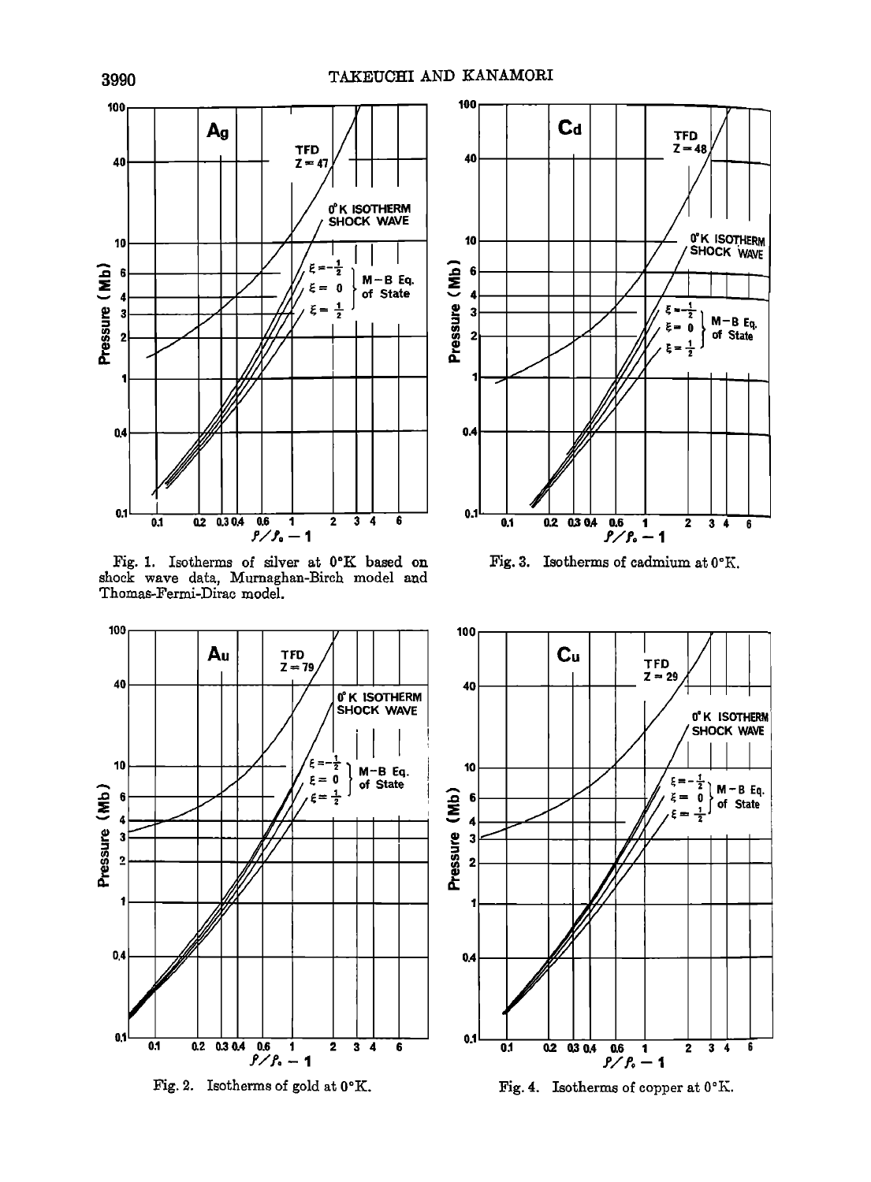Fig. 1. Isotherms of silver at 0°K based on shock wave data, Murnaghan-Birch model and Thomas-Fermi-Dirac model.

Fig. 3. Isotherms of cadmium at 0°K.

Fig. 2. Isotherms of gold at 0°K.

Fig. 4. Isotherms of copper at 0°K.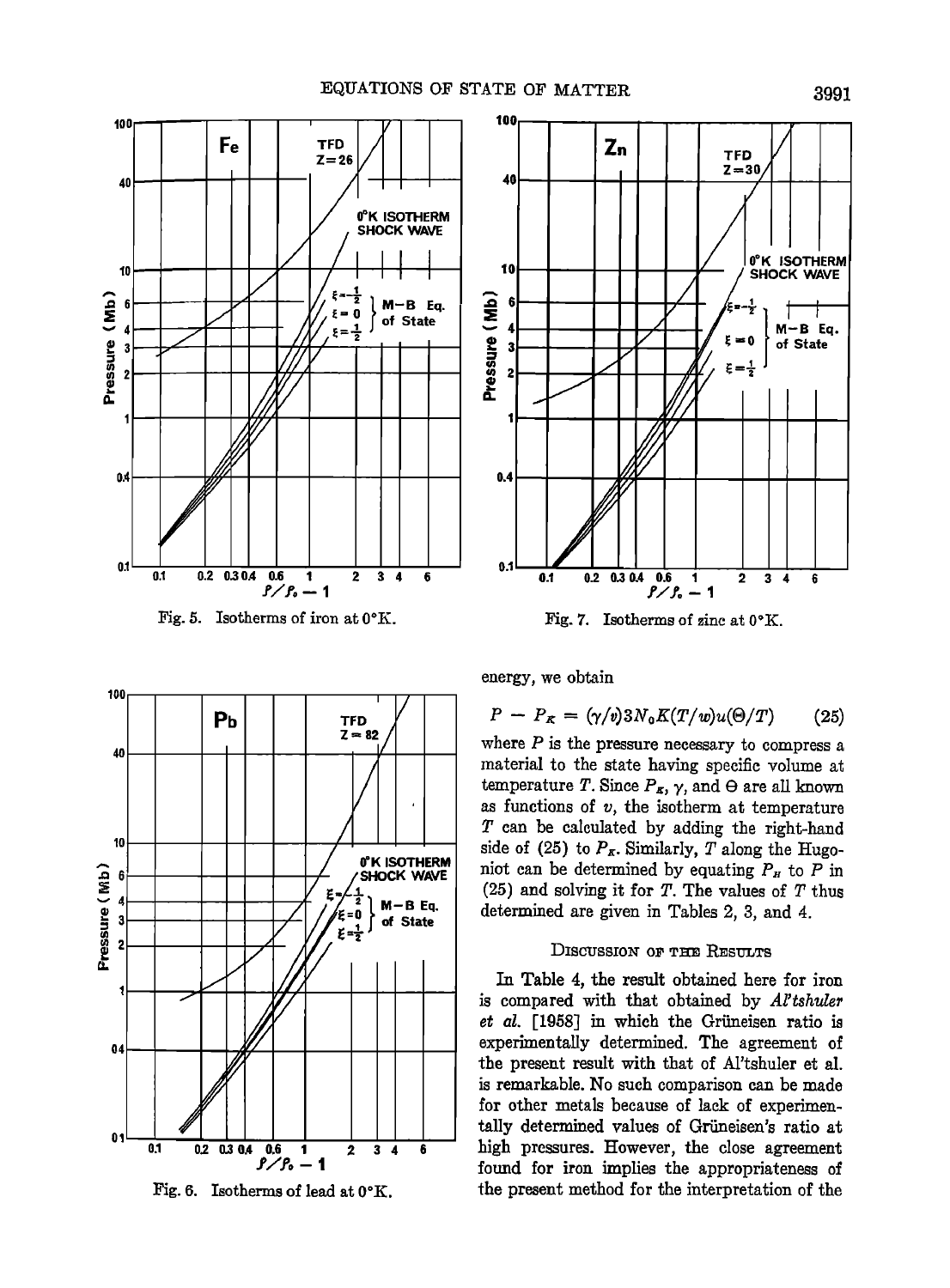Fig. 5. Isotherms of iron at 0°K.

Fig. 7. Isotherms of zinc at 0°K.

Fig. 6. Isotherms of lead at 0°K.

energy, we obtain

$$P - P_K = (\gamma/v)3N_0K(T/w)u(\Theta/T) \qquad (25)$$

where $P$ is the pressure necessary to compress a material to the state having specific volume at temperature $T$. Since $P_K$, $\gamma$, and $\Theta$ are all known as functions of $v$, the isotherm at temperature $T$ can be calculated by adding the right-hand side of (25) to $P_K$. Similarly, $T$ along the Hugoniot can be determined by equating $P_H$ to $P$ in (25) and solving it for $T$. The values of $T$ thus determined are given in Tables 2, 3, and 4.

## Discussion of the Results

In Table 4, the result obtained here for iron is compared with that obtained by *Al'tshuler et al.* [1958] in which the Grüneisen ratio is experimentally determined. The agreement of the present result with that of Al'tshuler et al. is remarkable. No such comparison can be made for other metals because of lack of experimentally determined values of Grüneisen's ratio at high pressures. However, the close agreement found for iron implies the appropriateness of the present method for the interpretation of the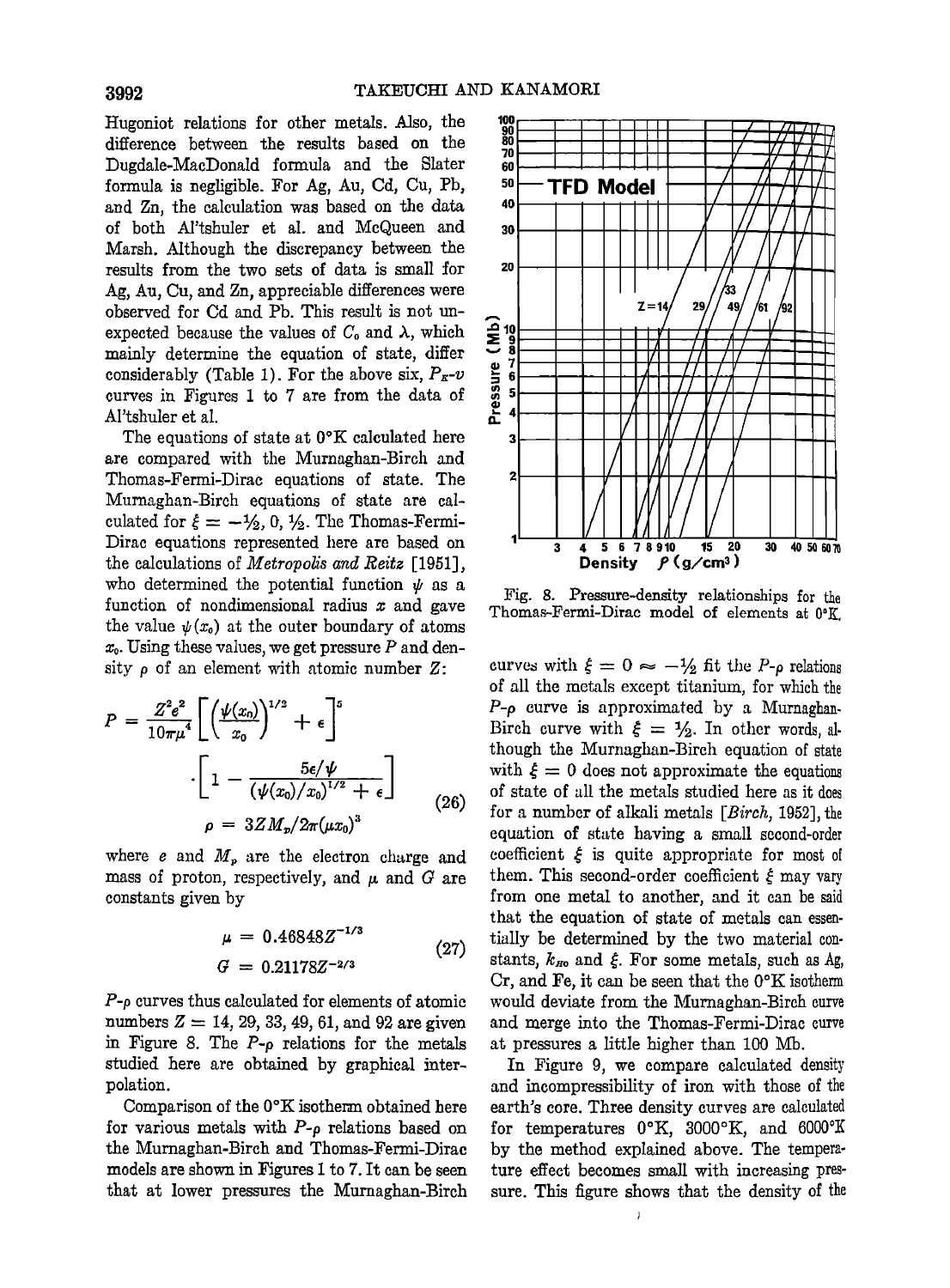Hugoniot relations for other metals. Also, the difference between the results based on the Dugdale-MacDonald formula and the Slater formula is negligible. For Ag, Au, Cd, Cu, Pb, and Zn, the calculation was based on the data of both Al'tshuler et al. and McQueen and Marsh. Although the discrepancy between the results from the two sets of data is small for Ag, Au, Cu, and Zn, appreciable differences were observed for Cd and Pb. This result is not unexpected because the values of $C_0$ and $\lambda$, which mainly determine the equation of state, differ considerably (Table 1). For the above six, $P_E$-$v$ curves in Figures 1 to 7 are from the data of Al'tshuler et al.

The equations of state at 0°K calculated here are compared with the Murnaghan-Birch and Thomas-Fermi-Dirac equations of state. The Murnaghan-Birch equations of state are calculated for $\xi = -\frac{1}{2}, 0, \frac{1}{2}$. The Thomas-Fermi-Dirac equations represented here are based on the calculations of *Metropolis and Reitz* [1951], who determined the potential function $\psi$ as a function of nondimensional radius $x$ and gave the value $\psi(x_0)$ at the outer boundary of atoms $x_0$. Using these values, we get pressure $P$ and density $\rho$ of an element with atomic number $Z$:

$$P = \frac{Z^2 e^2}{10\pi\mu^4}\left[\left(\frac{\psi(x_0)}{x_0}\right)^{1/2} + \epsilon\right]^5 \cdot \left[1 - \frac{5\epsilon/\psi}{(\psi(x_0)/x_0)^{1/2} + \epsilon}\right]$$
$$\rho = 3ZM_p/2\pi(\mu x_0)^3 \tag{26}$$

where $e$ and $M_p$ are the electron charge and mass of proton, respectively, and $\mu$ and $G$ are constants given by

$$\mu = 0.46848Z^{-1/3}$$
$$G = 0.21178Z^{-2/3} \tag{27}$$

$P$-$\rho$ curves thus calculated for elements of atomic numbers $Z = 14, 29, 33, 49, 61,$ and $92$ are given in Figure 8. The $P$-$\rho$ relations for the metals studied here are obtained by graphical interpolation.

Comparison of the 0°K isotherm obtained here for various metals with $P$-$\rho$ relations based on the Murnaghan-Birch and Thomas-Fermi-Dirac models are shown in Figures 1 to 7. It can be seen that at lower pressures the Murnaghan-Birch curves with $\xi = 0 \approx -\frac{1}{2}$ fit the $P$-$\rho$ relations of all the metals except titanium, for which the $P$-$\rho$ curve is approximated by a Murnaghan-Birch curve with $\xi = \frac{1}{2}$. In other words, although the Murnaghan-Birch equation of state with $\xi = 0$ does not approximate the equations of state of all the metals studied here as it does for a number of alkali metals [*Birch*, 1952], the equation of state having a small second-order coefficient $\xi$ is quite appropriate for most of them. This second-order coefficient $\xi$ may vary from one metal to another, and it can be said that the equation of state of metals can essentially be determined by the two material constants, $k_{H0}$ and $\xi$. For some metals, such as Ag, Cr, and Fe, it can be seen that the 0°K isotherm would deviate from the Murnaghan-Birch curve and merge into the Thomas-Fermi-Dirac curve at pressures a little higher than 100 Mb.

Fig. 8. Pressure-density relationships for the Thomas-Fermi-Dirac model of elements at 0°K.

In Figure 9, we compare calculated density and incompressibility of iron with those of the earth's core. Three density curves are calculated for temperatures 0°K, 3000°K, and 6000°K by the method explained above. The temperature effect becomes small with increasing pressure. This figure shows that the density of the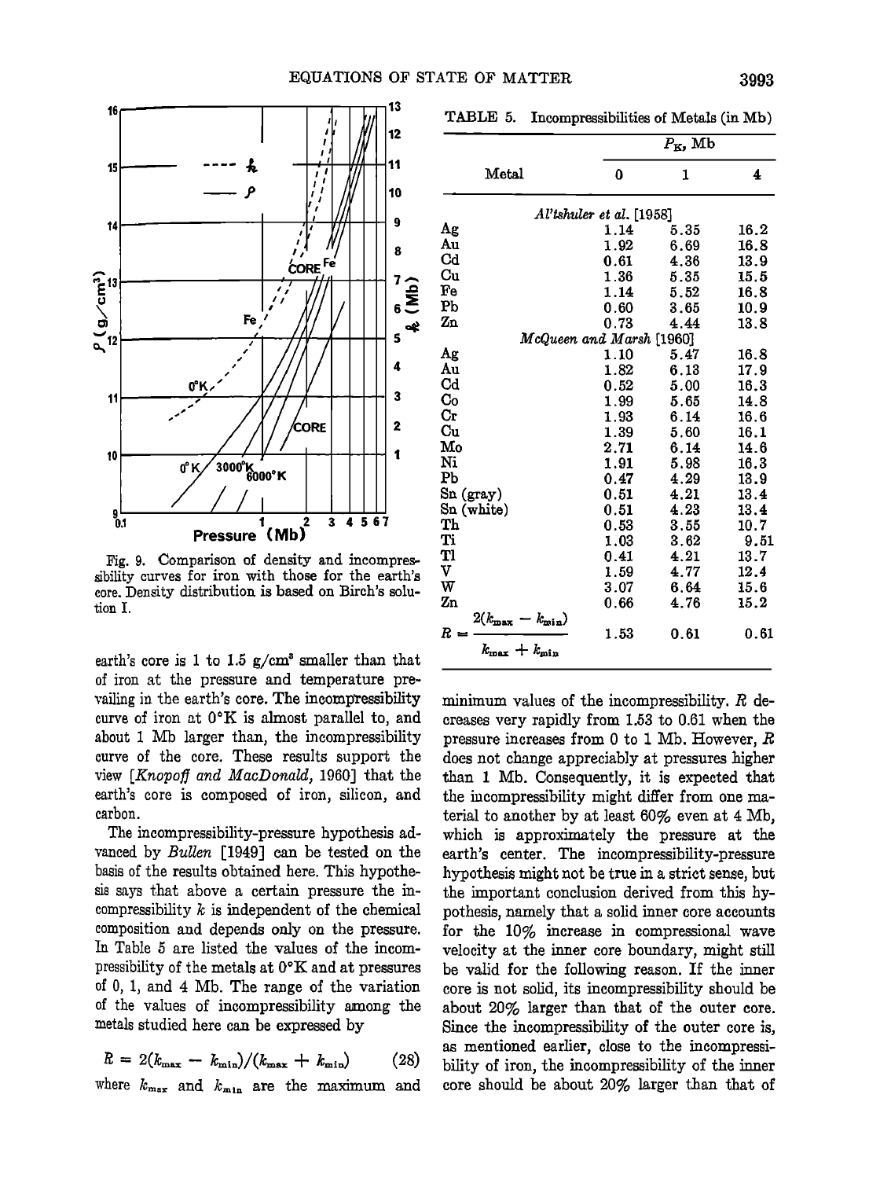Fig. 9. Comparison of density and incompressibility curves for iron with those for the earth's core. Density distribution is based on Birch's solution I.

earth's core is 1 to 1.5 g/cm³ smaller than that of iron at the pressure and temperature prevailing in the earth's core. The incompressibility curve of iron at 0°K is almost parallel to, and about 1 Mb larger than, the incompressibility curve of the core. These results support the view [*Knopoff and MacDonald*, 1960] that the earth's core is composed of iron, silicon, and carbon.

The incompressibility-pressure hypothesis advanced by *Bullen* [1949] can be tested on the basis of the results obtained here. This hypothesis says that above a certain pressure the incompressibility $k$ is independent of the chemical composition and depends only on the pressure. In Table 5 are listed the values of the incompressibility of the metals at 0°K and at pressures of 0, 1, and 4 Mb. The range of the variation of the values of incompressibility among the metals studied here can be expressed by

$$R = 2(k_{max} - k_{min})/(k_{max} + k_{min}) \qquad (28)$$

where $k_{max}$ and $k_{min}$ are the maximum and minimum values of the incompressibility. $R$ decreases very rapidly from 1.53 to 0.61 when the pressure increases from 0 to 1 Mb. However, $R$ does not change appreciably at pressures higher than 1 Mb. Consequently, it is expected that the incompressibility might differ from one material to another by at least 60% even at 4 Mb, which is approximately the pressure at the earth's center. The incompressibility-pressure hypothesis might not be true in a strict sense, but the important conclusion derived from this hypothesis, namely that a solid inner core accounts for the 10% increase in compressional wave velocity at the inner core boundary, might still be valid for the following reason. If the inner core is not solid, its incompressibility should be about 20% larger than that of the outer core. Since the incompressibility of the outer core is, as mentioned earlier, close to the incompressibility of iron, the incompressibility of the inner core should be about 20% larger than that of

TABLE 5. Incompressibilities of Metals (in Mb)

| Metal | $P_K$, Mb 0 | 1 | 4 |
|---|---|---|---|
| *Al'tshuler et al.* [1958] | | | |
| Ag | 1.14 | 5.35 | 16.2 |
| Au | 1.92 | 6.69 | 16.8 |
| Cd | 0.61 | 4.36 | 13.9 |
| Cu | 1.36 | 5.35 | 15.5 |
| Fe | 1.14 | 5.52 | 16.8 |
| Pb | 0.60 | 3.65 | 10.9 |
| Zn | 0.73 | 4.44 | 13.8 |
| *McQueen and Marsh* [1960] | | | |
| Ag | 1.10 | 5.47 | 16.8 |
| Au | 1.82 | 6.13 | 17.9 |
| Cd | 0.52 | 5.00 | 16.3 |
| Co | 1.99 | 5.65 | 14.8 |
| Cr | 1.93 | 6.14 | 16.6 |
| Cu | 1.39 | 5.60 | 16.1 |
| Mo | 2.71 | 6.14 | 14.6 |
| Ni | 1.91 | 5.98 | 16.3 |
| Pb | 0.47 | 4.29 | 13.9 |
| Sn (gray) | 0.51 | 4.21 | 13.4 |
| Sn (white) | 0.51 | 4.23 | 13.4 |
| Th | 0.53 | 3.55 | 10.7 |
| Ti | 1.03 | 3.62 | 9.51 |
| Tl | 0.41 | 4.21 | 13.7 |
| V | 1.59 | 4.77 | 12.4 |
| W | 3.07 | 6.64 | 15.6 |
| Zn | 0.66 | 4.76 | 15.2 |
| $R = \dfrac{2(k_{max} - k_{min})}{k_{max} + k_{min}}$ | 1.53 | 0.61 | 0.61 |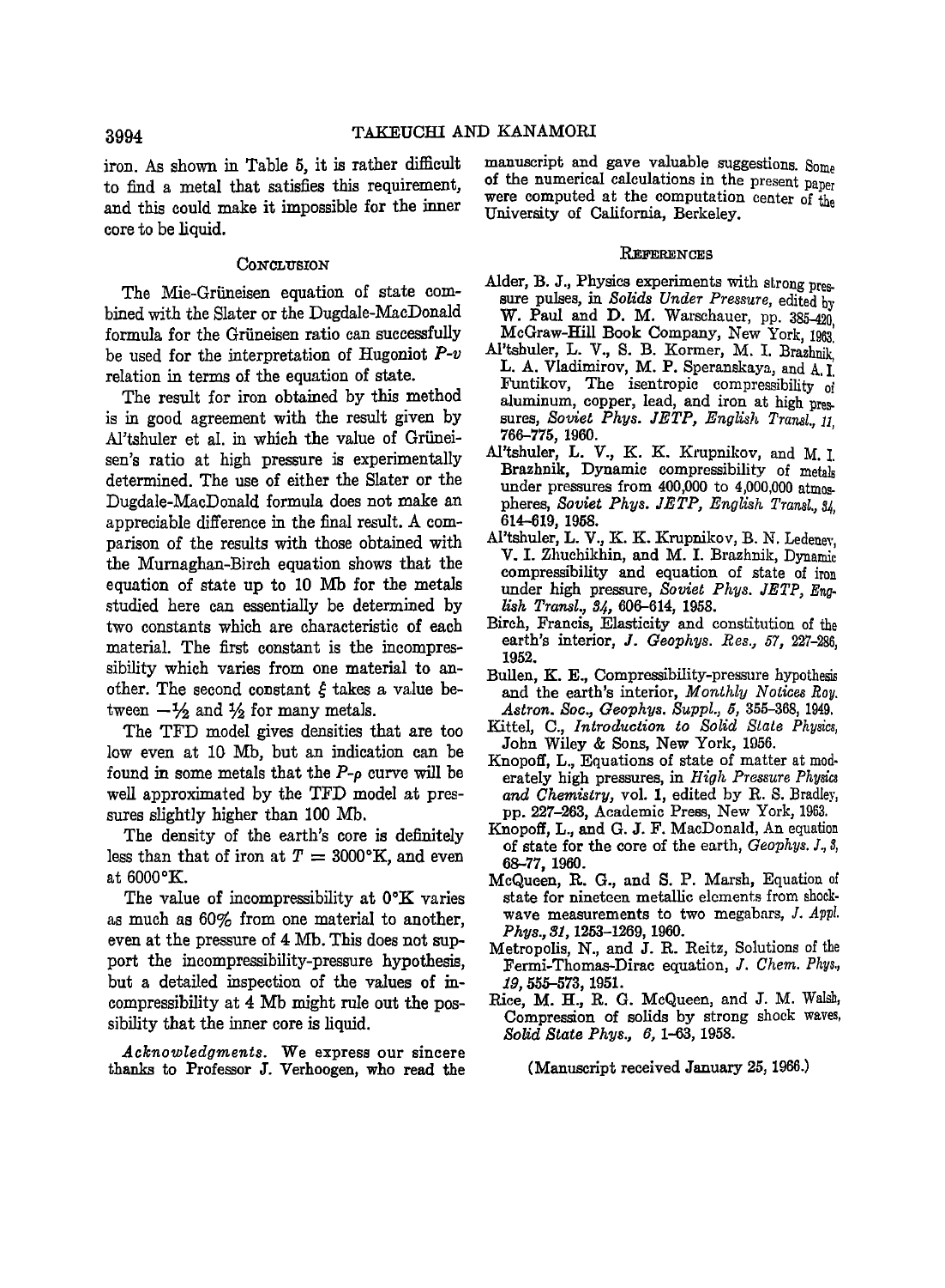iron. As shown in Table 5, it is rather difficult to find a metal that satisfies this requirement, and this could make it impossible for the inner core to be liquid.

## Conclusion

The Mie-Grüneisen equation of state combined with the Slater or the Dugdale-MacDonald formula for the Grüneisen ratio can successfully be used for the interpretation of Hugoniot $P$-$v$ relation in terms of the equation of state.

The result for iron obtained by this method is in good agreement with the result given by Al'tshuler et al. in which the value of Grüneisen's ratio at high pressure is experimentally determined. The use of either the Slater or the Dugdale-MacDonald formula does not make an appreciable difference in the final result. A comparison of the results with those obtained with the Murnaghan-Birch equation shows that the equation of state up to 10 Mb for the metals studied here can essentially be determined by two constants which are characteristic of each material. The first constant is the incompressibility which varies from one material to another. The second constant $\xi$ takes a value between $-\frac{1}{2}$ and $\frac{1}{2}$ for many metals.

The TFD model gives densities that are too low even at 10 Mb, but an indication can be found in some metals that the $P$-$\rho$ curve will be well approximated by the TFD model at pressures slightly higher than 100 Mb.

The density of the earth's core is definitely less than that of iron at $T = 3000°K$, and even at 6000°K.

The value of incompressibility at 0°K varies as much as 60% from one material to another, even at the pressure of 4 Mb. This does not support the incompressibility-pressure hypothesis, but a detailed inspection of the values of incompressibility at 4 Mb might rule out the possibility that the inner core is liquid.

*Acknowledgments.* We express our sincere thanks to Professor J. Verhoogen, who read the manuscript and gave valuable suggestions. Some of the numerical calculations in the present paper were computed at the computation center of the University of California, Berkeley.

## References

Alder, B. J., Physics experiments with strong pressure pulses, in *Solids Under Pressure*, edited by W. Paul and D. M. Warschauer, pp. 385–420, McGraw-Hill Book Company, New York, 1963.

Al'tshuler, L. V., S. B. Kormer, M. I. Brazhnik, L. A. Vladimirov, M. P. Speranskaya, and A. I. Funtikov, The isentropic compressibility of aluminum, copper, lead, and iron at high pressures, *Soviet Phys. JETP, English Transl., 11*, 766–775, 1960.

Al'tshuler, L. V., K. K. Krupnikov, and M. I. Brazhnik, Dynamic compressibility of metals under pressures from 400,000 to 4,000,000 atmospheres, *Soviet Phys. JETP, English Transl., 34*, 614–619, 1958.

Al'tshuler, L. V., K. K. Krupnikov, B. N. Ledenev, V. I. Zhuchikhin, and M. I. Brazhnik, Dynamic compressibility and equation of state of iron under high pressure, *Soviet Phys. JETP, English Transl., 34*, 606–614, 1958.

Birch, Francis, Elasticity and constitution of the earth's interior, *J. Geophys. Res., 57*, 227–286, 1952.

Bullen, K. E., Compressibility-pressure hypothesis and the earth's interior, *Monthly Notices Roy. Astron. Soc., Geophys. Suppl., 5*, 355–368, 1949.

Kittel, C., *Introduction to Solid State Physics*, John Wiley & Sons, New York, 1956.

Knopoff, L., Equations of state of matter at moderately high pressures, in *High Pressure Physics and Chemistry*, vol. 1, edited by R. S. Bradley, pp. 227–263, Academic Press, New York, 1963.

Knopoff, L., and G. J. F. MacDonald, An equation of state for the core of the earth, *Geophys. J., 3*, 68–77, 1960.

McQueen, R. G., and S. P. Marsh, Equation of state for nineteen metallic elements from shock-wave measurements to two megabars, *J. Appl. Phys., 31*, 1253–1269, 1960.

Metropolis, N., and J. R. Reitz, Solutions of the Fermi-Thomas-Dirac equation, *J. Chem. Phys., 19*, 555–573, 1951.

Rice, M. H., R. G. McQueen, and J. M. Walsh, Compression of solids by strong shock waves, *Solid State Phys., 6*, 1–63, 1958.

(Manuscript received January 25, 1966.)